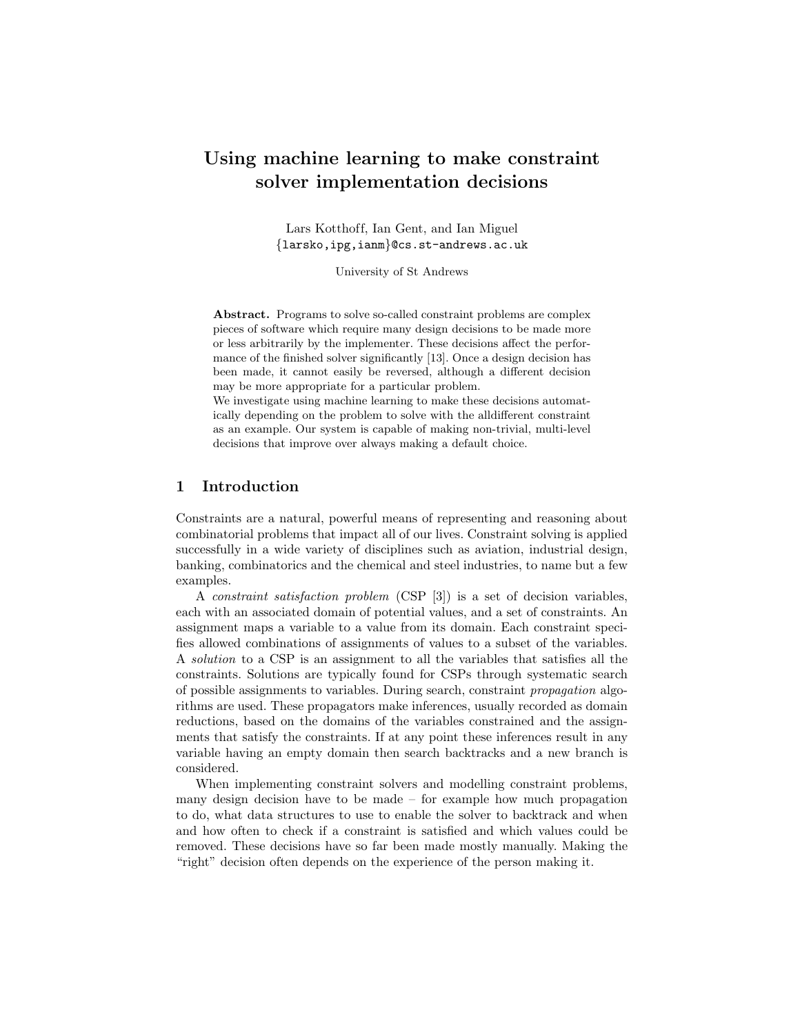# Using machine learning to make constraint solver implementation decisions

Lars Kotthoff, Ian Gent, and Ian Miguel
{larsko,ipg,ianm}@cs.st-andrews.ac.uk

University of St Andrews

**Abstract.** Programs to solve so-called constraint problems are complex pieces of software which require many design decisions to be made more or less arbitrarily by the implementer. These decisions affect the performance of the finished solver significantly [13]. Once a design decision has been made, it cannot easily be reversed, although a different decision may be more appropriate for a particular problem.
We investigate using machine learning to make these decisions automatically depending on the problem to solve with the alldifferent constraint as an example. Our system is capable of making non-trivial, multi-level decisions that improve over always making a default choice.

## 1 Introduction

Constraints are a natural, powerful means of representing and reasoning about combinatorial problems that impact all of our lives. Constraint solving is applied successfully in a wide variety of disciplines such as aviation, industrial design, banking, combinatorics and the chemical and steel industries, to name but a few examples.

A *constraint satisfaction problem* (CSP [3]) is a set of decision variables, each with an associated domain of potential values, and a set of constraints. An assignment maps a variable to a value from its domain. Each constraint specifies allowed combinations of assignments of values to a subset of the variables. A *solution* to a CSP is an assignment to all the variables that satisfies all the constraints. Solutions are typically found for CSPs through systematic search of possible assignments to variables. During search, constraint *propagation* algorithms are used. These propagators make inferences, usually recorded as domain reductions, based on the domains of the variables constrained and the assignments that satisfy the constraints. If at any point these inferences result in any variable having an empty domain then search backtracks and a new branch is considered.

When implementing constraint solvers and modelling constraint problems, many design decision have to be made – for example how much propagation to do, what data structures to use to enable the solver to backtrack and when and how often to check if a constraint is satisfied and which values could be removed. These decisions have so far been made mostly manually. Making the "right" decision often depends on the experience of the person making it.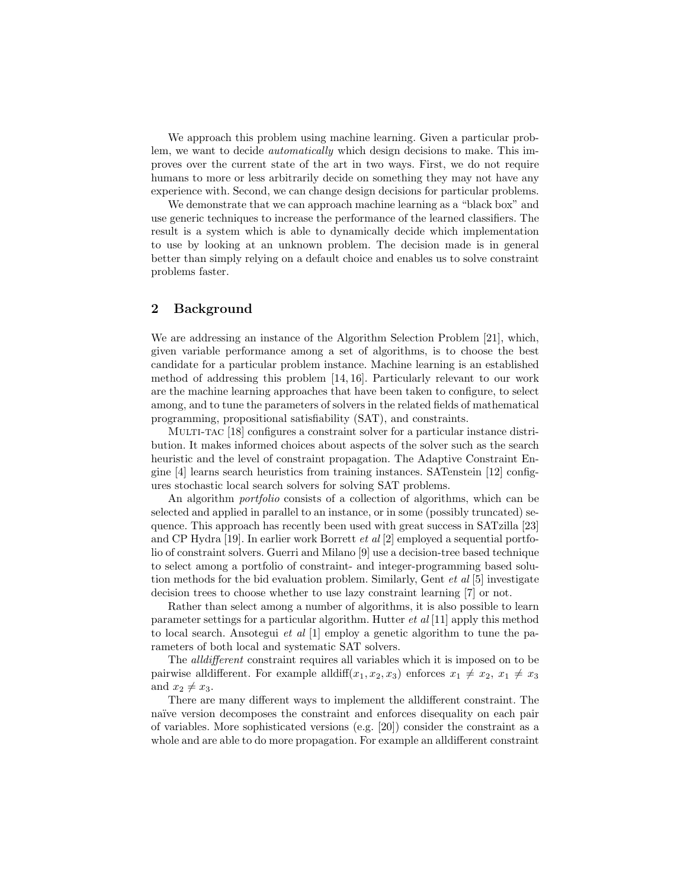We approach this problem using machine learning. Given a particular problem, we want to decide *automatically* which design decisions to make. This improves over the current state of the art in two ways. First, we do not require humans to more or less arbitrarily decide on something they may not have any experience with. Second, we can change design decisions for particular problems.

We demonstrate that we can approach machine learning as a "black box" and use generic techniques to increase the performance of the learned classifiers. The result is a system which is able to dynamically decide which implementation to use by looking at an unknown problem. The decision made is in general better than simply relying on a default choice and enables us to solve constraint problems faster.

## 2 Background

We are addressing an instance of the Algorithm Selection Problem [21], which, given variable performance among a set of algorithms, is to choose the best candidate for a particular problem instance. Machine learning is an established method of addressing this problem [14, 16]. Particularly relevant to our work are the machine learning approaches that have been taken to configure, to select among, and to tune the parameters of solvers in the related fields of mathematical programming, propositional satisfiability (SAT), and constraints.

Multi-tac [18] configures a constraint solver for a particular instance distribution. It makes informed choices about aspects of the solver such as the search heuristic and the level of constraint propagation. The Adaptive Constraint Engine [4] learns search heuristics from training instances. SATenstein [12] configures stochastic local search solvers for solving SAT problems.

An algorithm *portfolio* consists of a collection of algorithms, which can be selected and applied in parallel to an instance, or in some (possibly truncated) sequence. This approach has recently been used with great success in SATzilla [23] and CP Hydra [19]. In earlier work Borrett *et al* [2] employed a sequential portfolio of constraint solvers. Guerri and Milano [9] use a decision-tree based technique to select among a portfolio of constraint- and integer-programming based solution methods for the bid evaluation problem. Similarly, Gent *et al* [5] investigate decision trees to choose whether to use lazy constraint learning [7] or not.

Rather than select among a number of algorithms, it is also possible to learn parameter settings for a particular algorithm. Hutter *et al* [11] apply this method to local search. Ansotegui *et al* [1] employ a genetic algorithm to tune the parameters of both local and systematic SAT solvers.

The *alldifferent* constraint requires all variables which it is imposed on to be pairwise alldifferent. For example alldiff$(x_1, x_2, x_3)$ enforces $x_1 \neq x_2$, $x_1 \neq x_3$ and $x_2 \neq x_3$.

There are many different ways to implement the alldifferent constraint. The naïve version decomposes the constraint and enforces disequality on each pair of variables. More sophisticated versions (e.g. [20]) consider the constraint as a whole and are able to do more propagation. For example an alldifferent constraint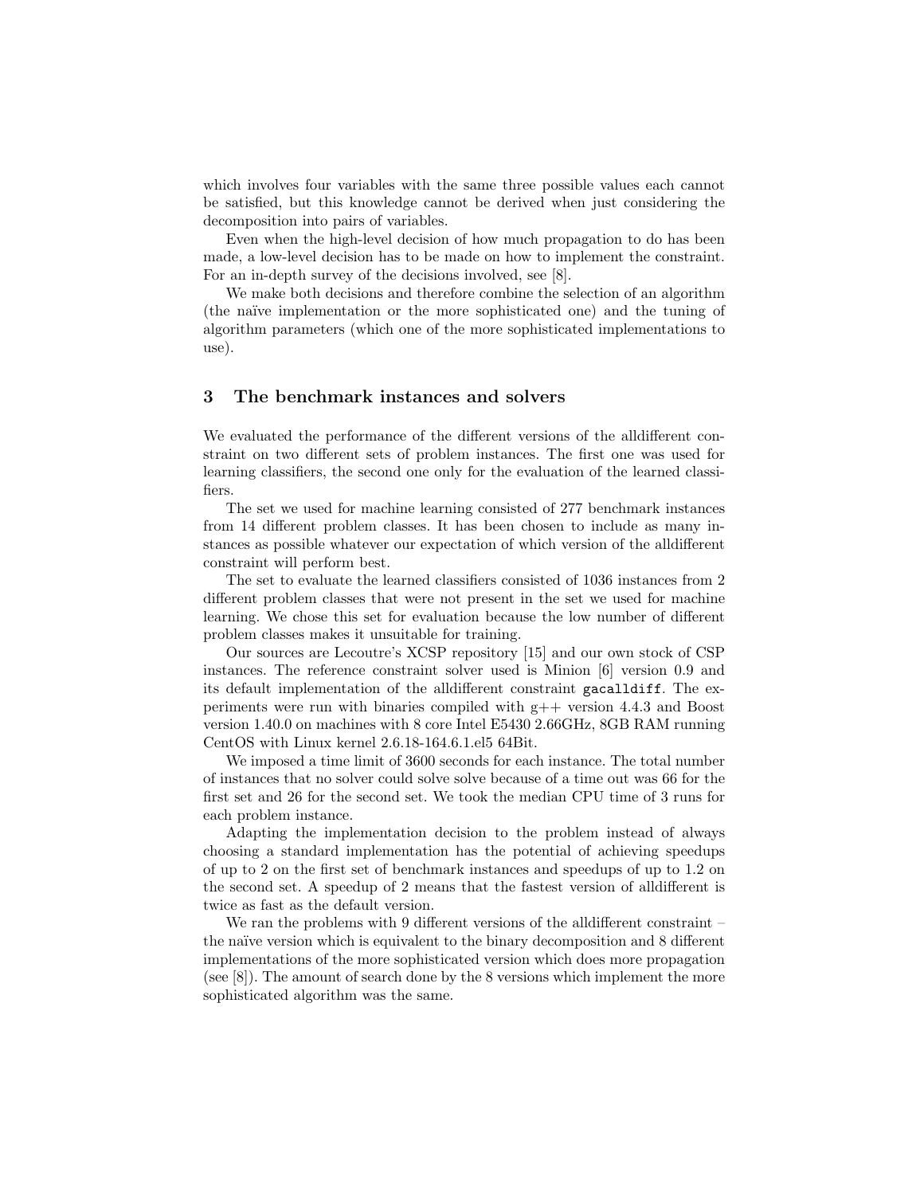which involves four variables with the same three possible values each cannot be satisfied, but this knowledge cannot be derived when just considering the decomposition into pairs of variables.

Even when the high-level decision of how much propagation to do has been made, a low-level decision has to be made on how to implement the constraint. For an in-depth survey of the decisions involved, see [8].

We make both decisions and therefore combine the selection of an algorithm (the naïve implementation or the more sophisticated one) and the tuning of algorithm parameters (which one of the more sophisticated implementations to use).

## 3 The benchmark instances and solvers

We evaluated the performance of the different versions of the alldifferent constraint on two different sets of problem instances. The first one was used for learning classifiers, the second one only for the evaluation of the learned classifiers.

The set we used for machine learning consisted of 277 benchmark instances from 14 different problem classes. It has been chosen to include as many instances as possible whatever our expectation of which version of the alldifferent constraint will perform best.

The set to evaluate the learned classifiers consisted of 1036 instances from 2 different problem classes that were not present in the set we used for machine learning. We chose this set for evaluation because the low number of different problem classes makes it unsuitable for training.

Our sources are Lecoutre's XCSP repository [15] and our own stock of CSP instances. The reference constraint solver used is Minion [6] version 0.9 and its default implementation of the alldifferent constraint `gacalldiff`. The experiments were run with binaries compiled with g++ version 4.4.3 and Boost version 1.40.0 on machines with 8 core Intel E5430 2.66GHz, 8GB RAM running CentOS with Linux kernel 2.6.18-164.6.1.el5 64Bit.

We imposed a time limit of 3600 seconds for each instance. The total number of instances that no solver could solve solve because of a time out was 66 for the first set and 26 for the second set. We took the median CPU time of 3 runs for each problem instance.

Adapting the implementation decision to the problem instead of always choosing a standard implementation has the potential of achieving speedups of up to 2 on the first set of benchmark instances and speedups of up to 1.2 on the second set. A speedup of 2 means that the fastest version of alldifferent is twice as fast as the default version.

We ran the problems with 9 different versions of the alldifferent constraint – the naïve version which is equivalent to the binary decomposition and 8 different implementations of the more sophisticated version which does more propagation (see [8]). The amount of search done by the 8 versions which implement the more sophisticated algorithm was the same.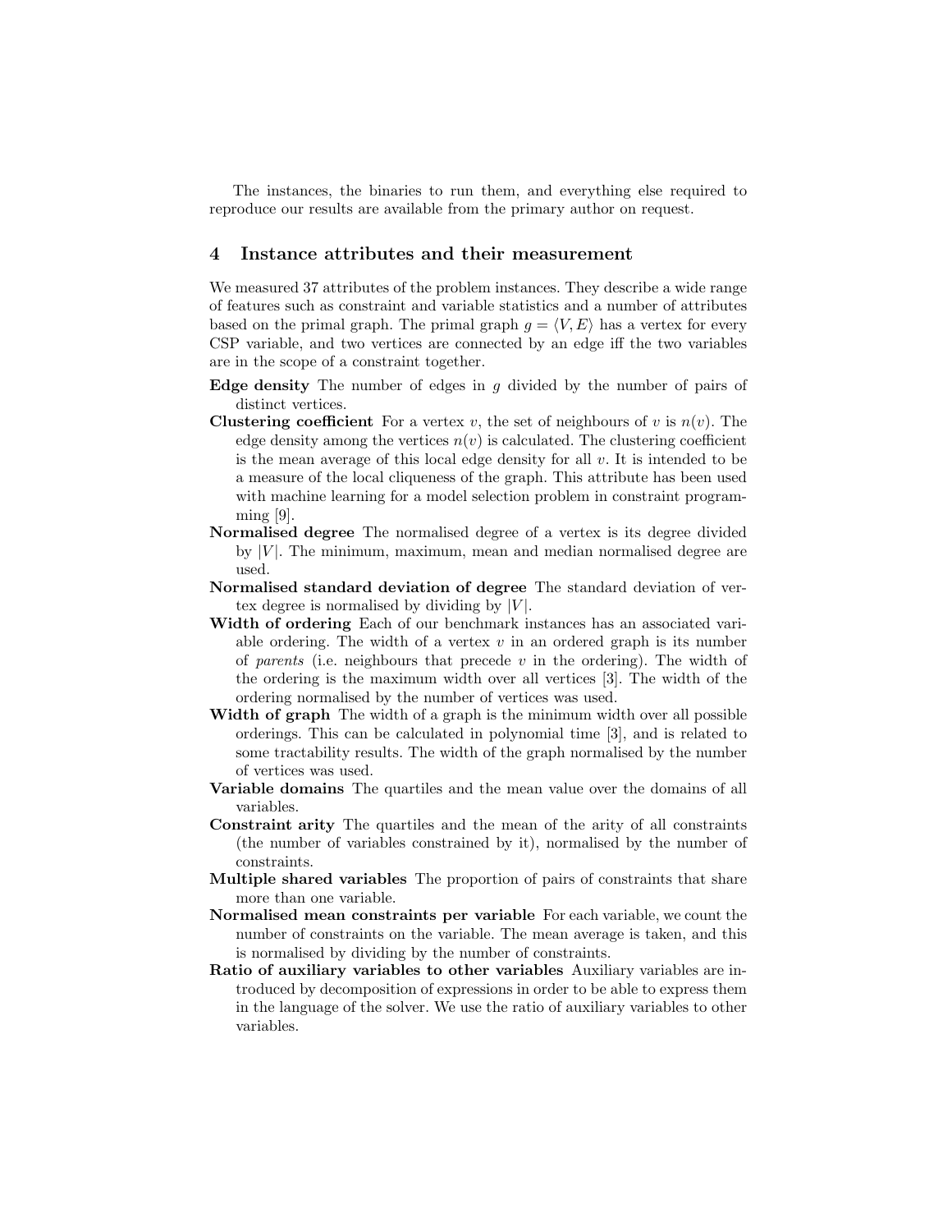The instances, the binaries to run them, and everything else required to reproduce our results are available from the primary author on request.

## 4 Instance attributes and their measurement

We measured 37 attributes of the problem instances. They describe a wide range of features such as constraint and variable statistics and a number of attributes based on the primal graph. The primal graph $g = \langle V, E \rangle$ has a vertex for every CSP variable, and two vertices are connected by an edge iff the two variables are in the scope of a constraint together.

**Edge density** The number of edges in $g$ divided by the number of pairs of distinct vertices.

**Clustering coefficient** For a vertex $v$, the set of neighbours of $v$ is $n(v)$. The edge density among the vertices $n(v)$ is calculated. The clustering coefficient is the mean average of this local edge density for all $v$. It is intended to be a measure of the local cliqueness of the graph. This attribute has been used with machine learning for a model selection problem in constraint programming [9].

**Normalised degree** The normalised degree of a vertex is its degree divided by $|V|$. The minimum, maximum, mean and median normalised degree are used.

**Normalised standard deviation of degree** The standard deviation of vertex degree is normalised by dividing by $|V|$.

**Width of ordering** Each of our benchmark instances has an associated variable ordering. The width of a vertex $v$ in an ordered graph is its number of *parents* (i.e. neighbours that precede $v$ in the ordering). The width of the ordering is the maximum width over all vertices [3]. The width of the ordering normalised by the number of vertices was used.

**Width of graph** The width of a graph is the minimum width over all possible orderings. This can be calculated in polynomial time [3], and is related to some tractability results. The width of the graph normalised by the number of vertices was used.

**Variable domains** The quartiles and the mean value over the domains of all variables.

**Constraint arity** The quartiles and the mean of the arity of all constraints (the number of variables constrained by it), normalised by the number of constraints.

**Multiple shared variables** The proportion of pairs of constraints that share more than one variable.

**Normalised mean constraints per variable** For each variable, we count the number of constraints on the variable. The mean average is taken, and this is normalised by dividing by the number of constraints.

**Ratio of auxiliary variables to other variables** Auxiliary variables are introduced by decomposition of expressions in order to be able to express them in the language of the solver. We use the ratio of auxiliary variables to other variables.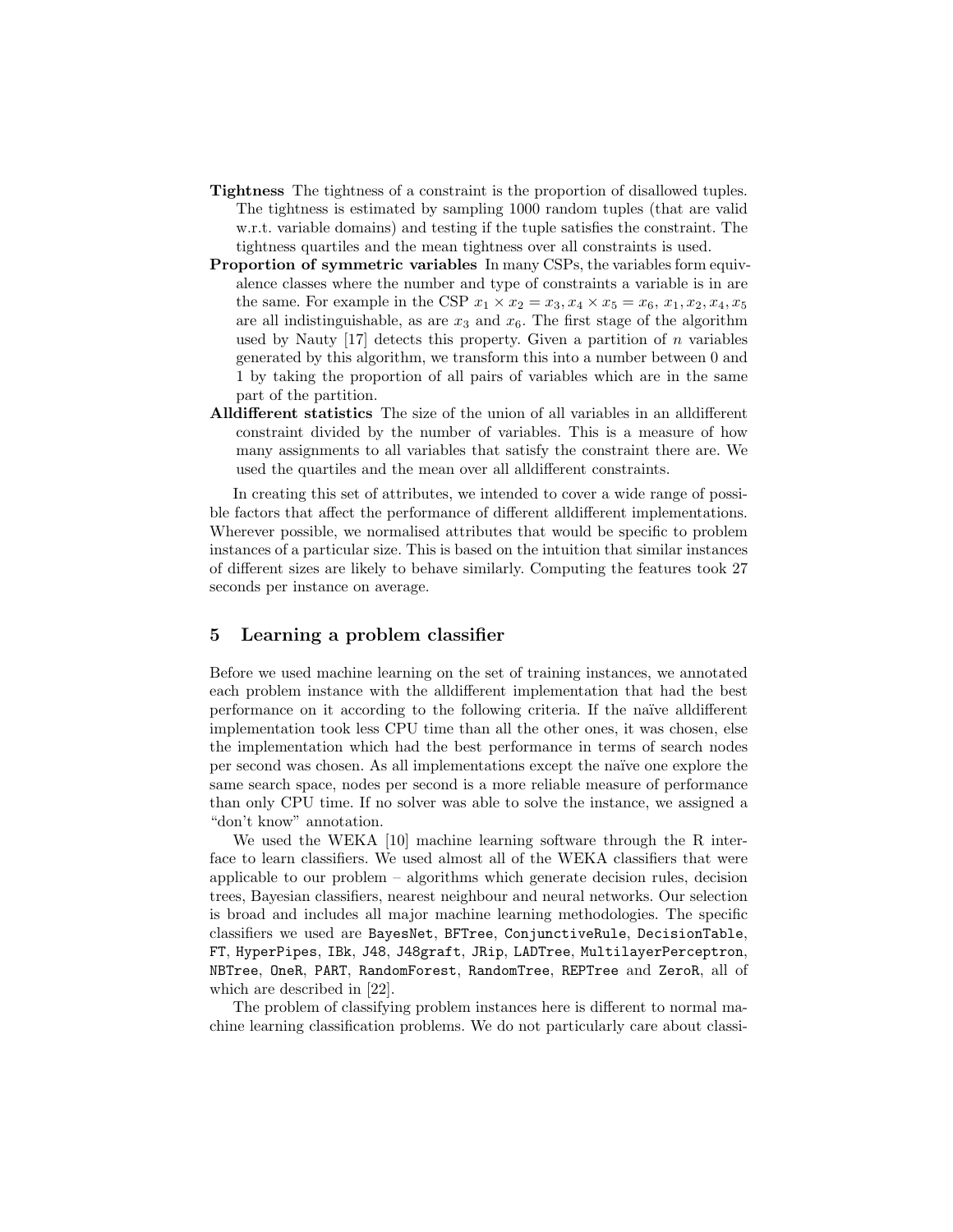**Tightness** The tightness of a constraint is the proportion of disallowed tuples. The tightness is estimated by sampling 1000 random tuples (that are valid w.r.t. variable domains) and testing if the tuple satisfies the constraint. The tightness quartiles and the mean tightness over all constraints is used.

**Proportion of symmetric variables** In many CSPs, the variables form equivalence classes where the number and type of constraints a variable is in are the same. For example in the CSP $x_1 \times x_2 = x_3, x_4 \times x_5 = x_6$, $x_1, x_2, x_4, x_5$ are all indistinguishable, as are $x_3$ and $x_6$. The first stage of the algorithm used by Nauty [17] detects this property. Given a partition of $n$ variables generated by this algorithm, we transform this into a number between 0 and 1 by taking the proportion of all pairs of variables which are in the same part of the partition.

**Alldifferent statistics** The size of the union of all variables in an alldifferent constraint divided by the number of variables. This is a measure of how many assignments to all variables that satisfy the constraint there are. We used the quartiles and the mean over all alldifferent constraints.

In creating this set of attributes, we intended to cover a wide range of possible factors that affect the performance of different alldifferent implementations. Wherever possible, we normalised attributes that would be specific to problem instances of a particular size. This is based on the intuition that similar instances of different sizes are likely to behave similarly. Computing the features took 27 seconds per instance on average.

## 5 Learning a problem classifier

Before we used machine learning on the set of training instances, we annotated each problem instance with the alldifferent implementation that had the best performance on it according to the following criteria. If the naïve alldifferent implementation took less CPU time than all the other ones, it was chosen, else the implementation which had the best performance in terms of search nodes per second was chosen. As all implementations except the naïve one explore the same search space, nodes per second is a more reliable measure of performance than only CPU time. If no solver was able to solve the instance, we assigned a "don't know" annotation.

We used the WEKA [10] machine learning software through the R interface to learn classifiers. We used almost all of the WEKA classifiers that were applicable to our problem – algorithms which generate decision rules, decision trees, Bayesian classifiers, nearest neighbour and neural networks. Our selection is broad and includes all major machine learning methodologies. The specific classifiers we used are `BayesNet`, `BFTree`, `ConjunctiveRule`, `DecisionTable`, `FT`, `HyperPipes`, `IBk`, `J48`, `J48graft`, `JRip`, `LADTree`, `MultilayerPerceptron`, `NBTree`, `OneR`, `PART`, `RandomForest`, `RandomTree`, `REPTree` and `ZeroR`, all of which are described in [22].

The problem of classifying problem instances here is different to normal machine learning classification problems. We do not particularly care about classi-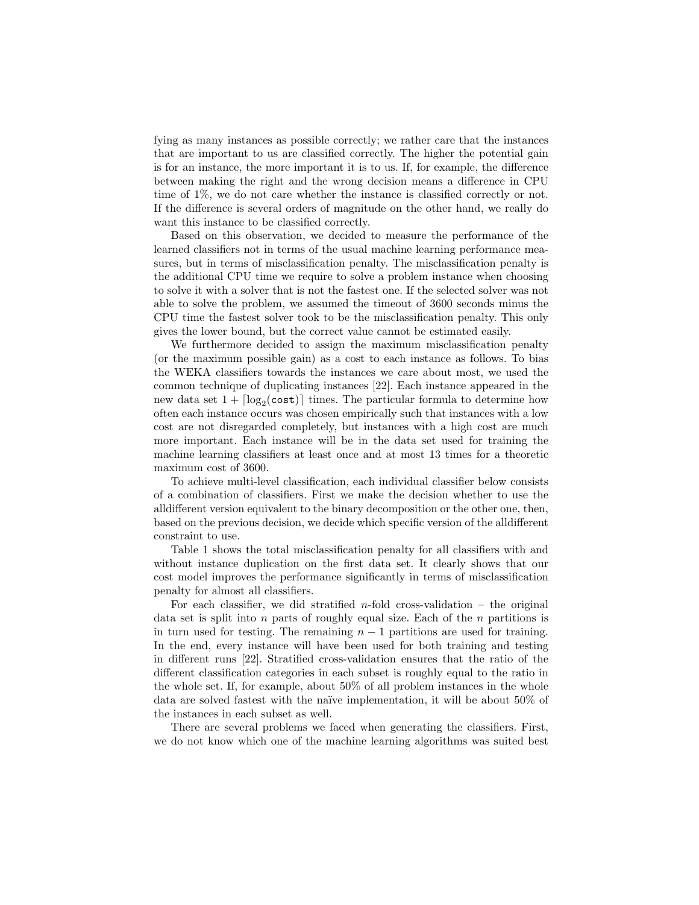fying as many instances as possible correctly; we rather care that the instances that are important to us are classified correctly. The higher the potential gain is for an instance, the more important it is to us. If, for example, the difference between making the right and the wrong decision means a difference in CPU time of 1%, we do not care whether the instance is classified correctly or not. If the difference is several orders of magnitude on the other hand, we really do want this instance to be classified correctly.

Based on this observation, we decided to measure the performance of the learned classifiers not in terms of the usual machine learning performance measures, but in terms of misclassification penalty. The misclassification penalty is the additional CPU time we require to solve a problem instance when choosing to solve it with a solver that is not the fastest one. If the selected solver was not able to solve the problem, we assumed the timeout of 3600 seconds minus the CPU time the fastest solver took to be the misclassification penalty. This only gives the lower bound, but the correct value cannot be estimated easily.

We furthermore decided to assign the maximum misclassification penalty (or the maximum possible gain) as a cost to each instance as follows. To bias the WEKA classifiers towards the instances we care about most, we used the common technique of duplicating instances [22]. Each instance appeared in the new data set $1 + \lceil \log_2(\texttt{cost}) \rceil$ times. The particular formula to determine how often each instance occurs was chosen empirically such that instances with a low cost are not disregarded completely, but instances with a high cost are much more important. Each instance will be in the data set used for training the machine learning classifiers at least once and at most 13 times for a theoretic maximum cost of 3600.

To achieve multi-level classification, each individual classifier below consists of a combination of classifiers. First we make the decision whether to use the alldifferent version equivalent to the binary decomposition or the other one, then, based on the previous decision, we decide which specific version of the alldifferent constraint to use.

Table 1 shows the total misclassification penalty for all classifiers with and without instance duplication on the first data set. It clearly shows that our cost model improves the performance significantly in terms of misclassification penalty for almost all classifiers.

For each classifier, we did stratified $n$-fold cross-validation – the original data set is split into $n$ parts of roughly equal size. Each of the $n$ partitions is in turn used for testing. The remaining $n - 1$ partitions are used for training. In the end, every instance will have been used for both training and testing in different runs [22]. Stratified cross-validation ensures that the ratio of the different classification categories in each subset is roughly equal to the ratio in the whole set. If, for example, about 50% of all problem instances in the whole data are solved fastest with the naïve implementation, it will be about 50% of the instances in each subset as well.

There are several problems we faced when generating the classifiers. First, we do not know which one of the machine learning algorithms was suited best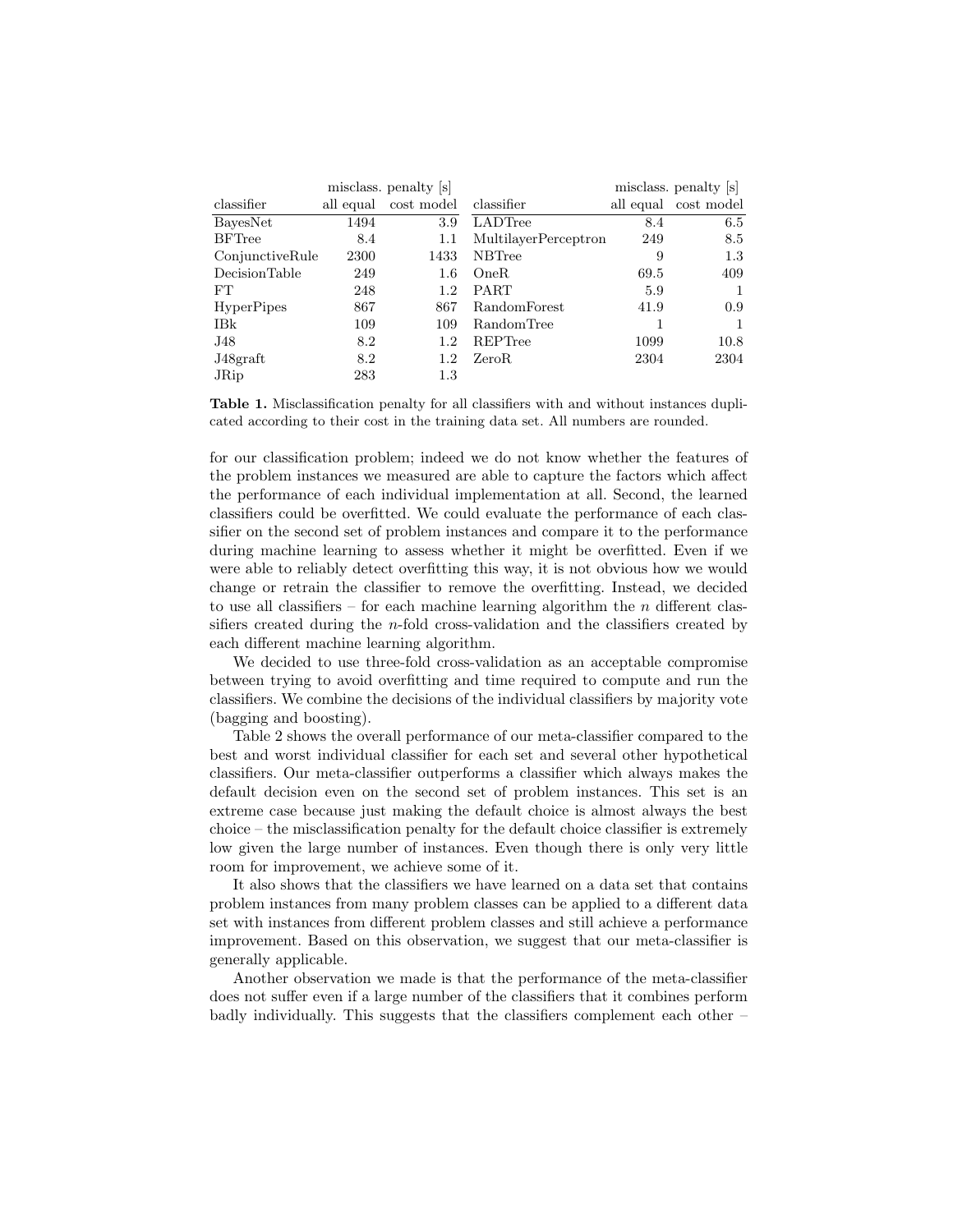| classifier | misclass. penalty [s] all equal | misclass. penalty [s] cost model | classifier | misclass. penalty [s] all equal | misclass. penalty [s] cost model |
|---|---|---|---|---|---|
| BayesNet | 1494 | 3.9 | LADTree | 8.4 | 6.5 |
| BFTree | 8.4 | 1.1 | MultilayerPerceptron | 249 | 8.5 |
| ConjunctiveRule | 2300 | 1433 | NBTree | 9 | 1.3 |
| DecisionTable | 249 | 1.6 | OneR | 69.5 | 409 |
| FT | 248 | 1.2 | PART | 5.9 | 1 |
| HyperPipes | 867 | 867 | RandomForest | 41.9 | 0.9 |
| IBk | 109 | 109 | RandomTree | 1 | 1 |
| J48 | 8.2 | 1.2 | REPTree | 1099 | 10.8 |
| J48graft | 8.2 | 1.2 | ZeroR | 2304 | 2304 |
| JRip | 283 | 1.3 | | | |

**Table 1.** Misclassification penalty for all classifiers with and without instances duplicated according to their cost in the training data set. All numbers are rounded.

for our classification problem; indeed we do not know whether the features of the problem instances we measured are able to capture the factors which affect the performance of each individual implementation at all. Second, the learned classifiers could be overfitted. We could evaluate the performance of each classifier on the second set of problem instances and compare it to the performance during machine learning to assess whether it might be overfitted. Even if we were able to reliably detect overfitting this way, it is not obvious how we would change or retrain the classifier to remove the overfitting. Instead, we decided to use all classifiers – for each machine learning algorithm the $n$ different classifiers created during the $n$-fold cross-validation and the classifiers created by each different machine learning algorithm.

We decided to use three-fold cross-validation as an acceptable compromise between trying to avoid overfitting and time required to compute and run the classifiers. We combine the decisions of the individual classifiers by majority vote (bagging and boosting).

Table 2 shows the overall performance of our meta-classifier compared to the best and worst individual classifier for each set and several other hypothetical classifiers. Our meta-classifier outperforms a classifier which always makes the default decision even on the second set of problem instances. This set is an extreme case because just making the default choice is almost always the best choice – the misclassification penalty for the default choice classifier is extremely low given the large number of instances. Even though there is only very little room for improvement, we achieve some of it.

It also shows that the classifiers we have learned on a data set that contains problem instances from many problem classes can be applied to a different data set with instances from different problem classes and still achieve a performance improvement. Based on this observation, we suggest that our meta-classifier is generally applicable.

Another observation we made is that the performance of the meta-classifier does not suffer even if a large number of the classifiers that it combines perform badly individually. This suggests that the classifiers complement each other –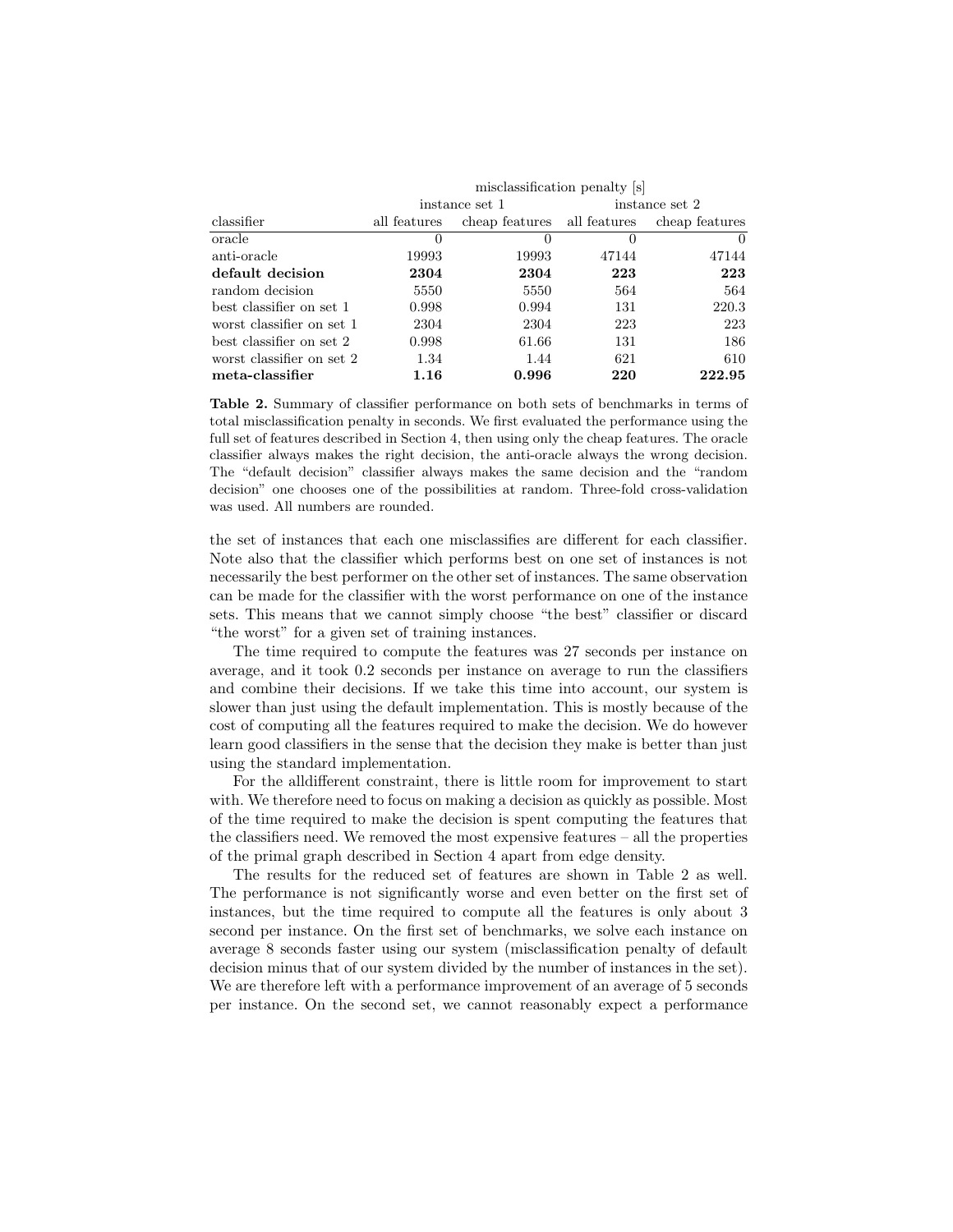| | misclassification penalty [s] | | | |
|---|---|---|---|---|
| | instance set 1 | | instance set 2 | |
| classifier | all features | cheap features | all features | cheap features |
| oracle | 0 | 0 | 0 | 0 |
| anti-oracle | 19993 | 19993 | 47144 | 47144 |
| **default decision** | **2304** | **2304** | **223** | **223** |
| random decision | 5550 | 5550 | 564 | 564 |
| best classifier on set 1 | 0.998 | 0.994 | 131 | 220.3 |
| worst classifier on set 1 | 2304 | 2304 | 223 | 223 |
| best classifier on set 2 | 0.998 | 61.66 | 131 | 186 |
| worst classifier on set 2 | 1.34 | 1.44 | 621 | 610 |
| **meta-classifier** | **1.16** | **0.996** | **220** | **222.95** |

**Table 2.** Summary of classifier performance on both sets of benchmarks in terms of total misclassification penalty in seconds. We first evaluated the performance using the full set of features described in Section 4, then using only the cheap features. The oracle classifier always makes the right decision, the anti-oracle always the wrong decision. The "default decision" classifier always makes the same decision and the "random decision" one chooses one of the possibilities at random. Three-fold cross-validation was used. All numbers are rounded.

the set of instances that each one misclassifies are different for each classifier. Note also that the classifier which performs best on one set of instances is not necessarily the best performer on the other set of instances. The same observation can be made for the classifier with the worst performance on one of the instance sets. This means that we cannot simply choose "the best" classifier or discard "the worst" for a given set of training instances.

The time required to compute the features was 27 seconds per instance on average, and it took 0.2 seconds per instance on average to run the classifiers and combine their decisions. If we take this time into account, our system is slower than just using the default implementation. This is mostly because of the cost of computing all the features required to make the decision. We do however learn good classifiers in the sense that the decision they make is better than just using the standard implementation.

For the alldifferent constraint, there is little room for improvement to start with. We therefore need to focus on making a decision as quickly as possible. Most of the time required to make the decision is spent computing the features that the classifiers need. We removed the most expensive features – all the properties of the primal graph described in Section 4 apart from edge density.

The results for the reduced set of features are shown in Table 2 as well. The performance is not significantly worse and even better on the first set of instances, but the time required to compute all the features is only about 3 second per instance. On the first set of benchmarks, we solve each instance on average 8 seconds faster using our system (misclassification penalty of default decision minus that of our system divided by the number of instances in the set). We are therefore left with a performance improvement of an average of 5 seconds per instance. On the second set, we cannot reasonably expect a performance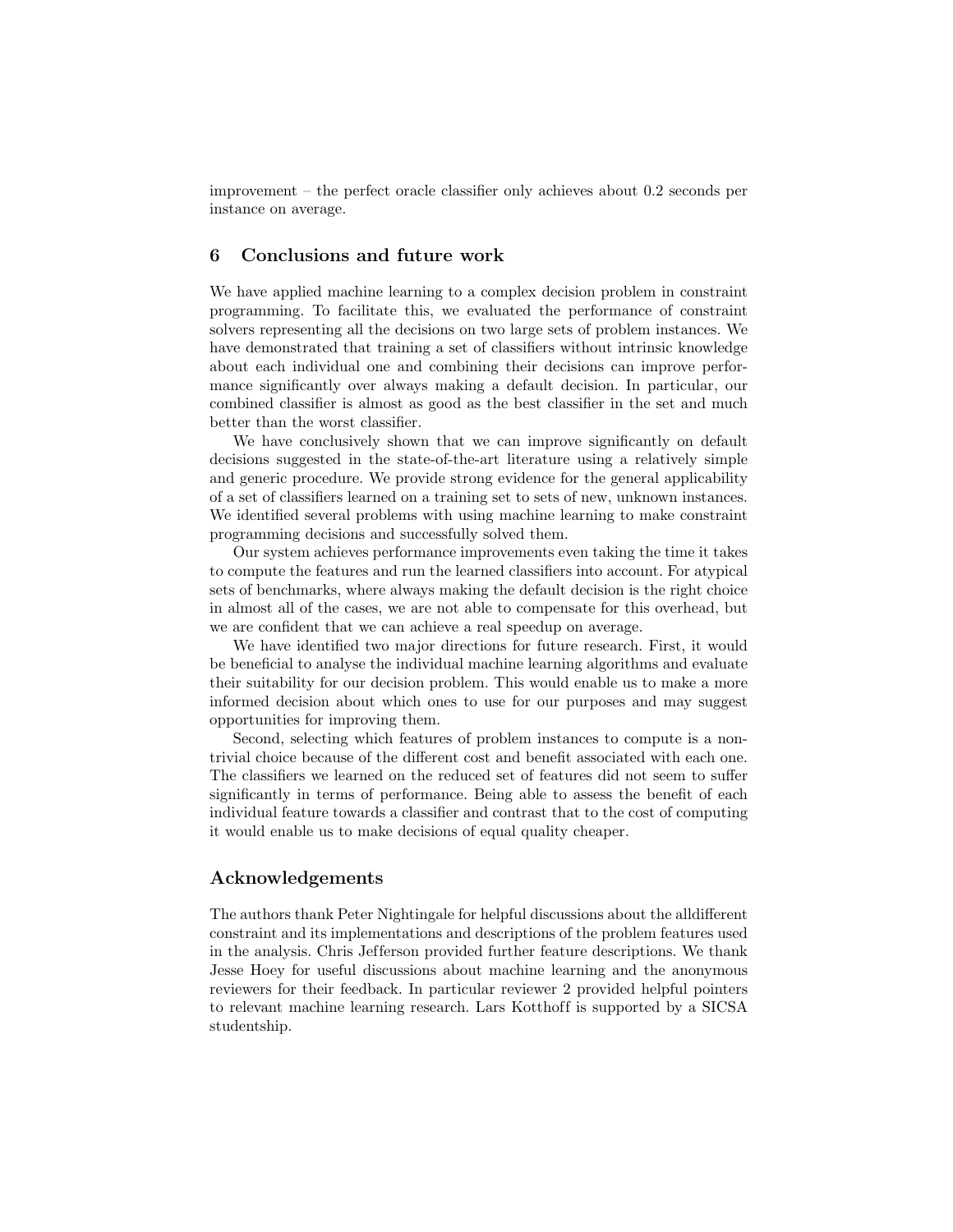improvement – the perfect oracle classifier only achieves about 0.2 seconds per instance on average.

## 6 Conclusions and future work

We have applied machine learning to a complex decision problem in constraint programming. To facilitate this, we evaluated the performance of constraint solvers representing all the decisions on two large sets of problem instances. We have demonstrated that training a set of classifiers without intrinsic knowledge about each individual one and combining their decisions can improve performance significantly over always making a default decision. In particular, our combined classifier is almost as good as the best classifier in the set and much better than the worst classifier.

We have conclusively shown that we can improve significantly on default decisions suggested in the state-of-the-art literature using a relatively simple and generic procedure. We provide strong evidence for the general applicability of a set of classifiers learned on a training set to sets of new, unknown instances. We identified several problems with using machine learning to make constraint programming decisions and successfully solved them.

Our system achieves performance improvements even taking the time it takes to compute the features and run the learned classifiers into account. For atypical sets of benchmarks, where always making the default decision is the right choice in almost all of the cases, we are not able to compensate for this overhead, but we are confident that we can achieve a real speedup on average.

We have identified two major directions for future research. First, it would be beneficial to analyse the individual machine learning algorithms and evaluate their suitability for our decision problem. This would enable us to make a more informed decision about which ones to use for our purposes and may suggest opportunities for improving them.

Second, selecting which features of problem instances to compute is a non-trivial choice because of the different cost and benefit associated with each one. The classifiers we learned on the reduced set of features did not seem to suffer significantly in terms of performance. Being able to assess the benefit of each individual feature towards a classifier and contrast that to the cost of computing it would enable us to make decisions of equal quality cheaper.

## Acknowledgements

The authors thank Peter Nightingale for helpful discussions about the alldifferent constraint and its implementations and descriptions of the problem features used in the analysis. Chris Jefferson provided further feature descriptions. We thank Jesse Hoey for useful discussions about machine learning and the anonymous reviewers for their feedback. In particular reviewer 2 provided helpful pointers to relevant machine learning research. Lars Kotthoff is supported by a SICSA studentship.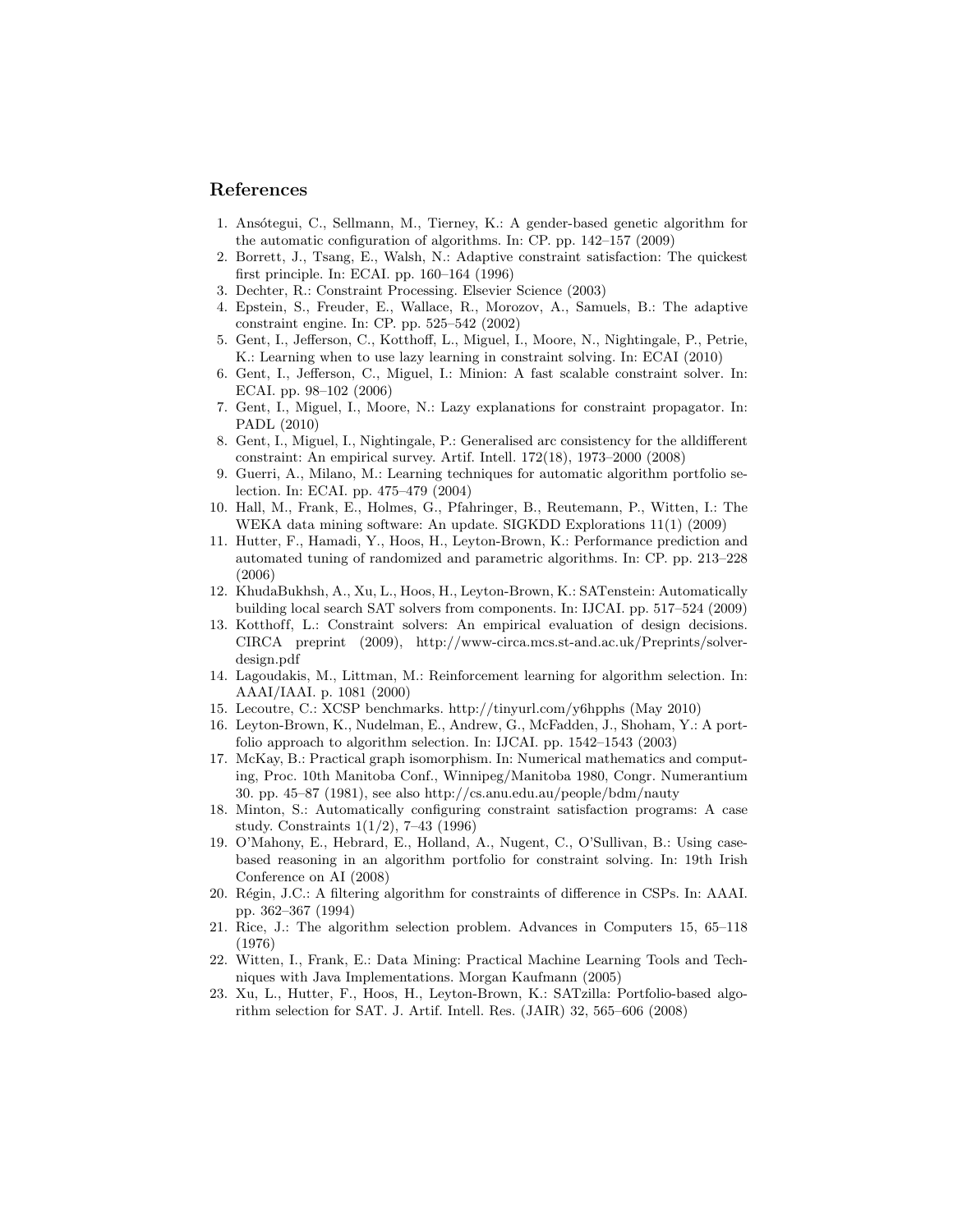## References

1. Ansótegui, C., Sellmann, M., Tierney, K.: A gender-based genetic algorithm for the automatic configuration of algorithms. In: CP. pp. 142–157 (2009)
2. Borrett, J., Tsang, E., Walsh, N.: Adaptive constraint satisfaction: The quickest first principle. In: ECAI. pp. 160–164 (1996)
3. Dechter, R.: Constraint Processing. Elsevier Science (2003)
4. Epstein, S., Freuder, E., Wallace, R., Morozov, A., Samuels, B.: The adaptive constraint engine. In: CP. pp. 525–542 (2002)
5. Gent, I., Jefferson, C., Kotthoff, L., Miguel, I., Moore, N., Nightingale, P., Petrie, K.: Learning when to use lazy learning in constraint solving. In: ECAI (2010)
6. Gent, I., Jefferson, C., Miguel, I.: Minion: A fast scalable constraint solver. In: ECAI. pp. 98–102 (2006)
7. Gent, I., Miguel, I., Moore, N.: Lazy explanations for constraint propagator. In: PADL (2010)
8. Gent, I., Miguel, I., Nightingale, P.: Generalised arc consistency for the alldifferent constraint: An empirical survey. Artif. Intell. 172(18), 1973–2000 (2008)
9. Guerri, A., Milano, M.: Learning techniques for automatic algorithm portfolio selection. In: ECAI. pp. 475–479 (2004)
10. Hall, M., Frank, E., Holmes, G., Pfahringer, B., Reutemann, P., Witten, I.: The WEKA data mining software: An update. SIGKDD Explorations 11(1) (2009)
11. Hutter, F., Hamadi, Y., Hoos, H., Leyton-Brown, K.: Performance prediction and automated tuning of randomized and parametric algorithms. In: CP. pp. 213–228 (2006)
12. KhudaBukhsh, A., Xu, L., Hoos, H., Leyton-Brown, K.: SATenstein: Automatically building local search SAT solvers from components. In: IJCAI. pp. 517–524 (2009)
13. Kotthoff, L.: Constraint solvers: An empirical evaluation of design decisions. CIRCA preprint (2009), http://www-circa.mcs.st-and.ac.uk/Preprints/solver-design.pdf
14. Lagoudakis, M., Littman, M.: Reinforcement learning for algorithm selection. In: AAAI/IAAI. p. 1081 (2000)
15. Lecoutre, C.: XCSP benchmarks. http://tinyurl.com/y6hpphs (May 2010)
16. Leyton-Brown, K., Nudelman, E., Andrew, G., McFadden, J., Shoham, Y.: A portfolio approach to algorithm selection. In: IJCAI. pp. 1542–1543 (2003)
17. McKay, B.: Practical graph isomorphism. In: Numerical mathematics and computing, Proc. 10th Manitoba Conf., Winnipeg/Manitoba 1980, Congr. Numerantium 30. pp. 45–87 (1981), see also http://cs.anu.edu.au/people/bdm/nauty
18. Minton, S.: Automatically configuring constraint satisfaction programs: A case study. Constraints 1(1/2), 7–43 (1996)
19. O'Mahony, E., Hebrard, E., Holland, A., Nugent, C., O'Sullivan, B.: Using case-based reasoning in an algorithm portfolio for constraint solving. In: 19th Irish Conference on AI (2008)
20. Régin, J.C.: A filtering algorithm for constraints of difference in CSPs. In: AAAI. pp. 362–367 (1994)
21. Rice, J.: The algorithm selection problem. Advances in Computers 15, 65–118 (1976)
22. Witten, I., Frank, E.: Data Mining: Practical Machine Learning Tools and Techniques with Java Implementations. Morgan Kaufmann (2005)
23. Xu, L., Hutter, F., Hoos, H., Leyton-Brown, K.: SATzilla: Portfolio-based algorithm selection for SAT. J. Artif. Intell. Res. (JAIR) 32, 565–606 (2008)